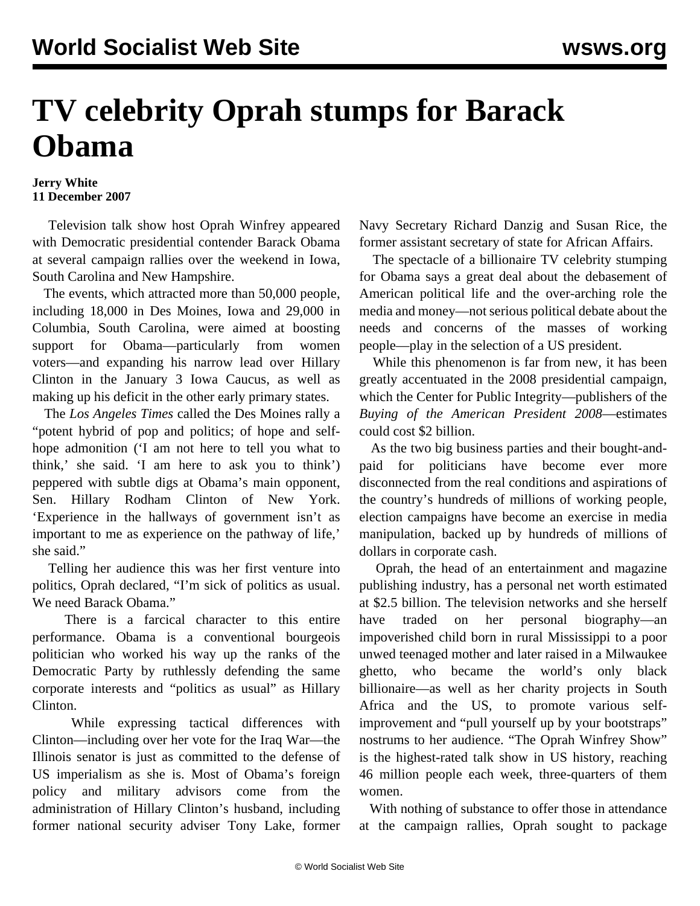# TV celebrity Oprah stumps for Barack Obama

**Jerry White**
**11 December 2007**

Television talk show host Oprah Winfrey appeared with Democratic presidential contender Barack Obama at several campaign rallies over the weekend in Iowa, South Carolina and New Hampshire.

The events, which attracted more than 50,000 people, including 18,000 in Des Moines, Iowa and 29,000 in Columbia, South Carolina, were aimed at boosting support for Obama—particularly from women voters—and expanding his narrow lead over Hillary Clinton in the January 3 Iowa Caucus, as well as making up his deficit in the other early primary states.

The *Los Angeles Times* called the Des Moines rally a "potent hybrid of pop and politics; of hope and self-hope admonition ('I am not here to tell you what to think,' she said. 'I am here to ask you to think') peppered with subtle digs at Obama's main opponent, Sen. Hillary Rodham Clinton of New York. 'Experience in the hallways of government isn't as important to me as experience on the pathway of life,' she said."

Telling her audience this was her first venture into politics, Oprah declared, "I'm sick of politics as usual. We need Barack Obama."

There is a farcical character to this entire performance. Obama is a conventional bourgeois politician who worked his way up the ranks of the Democratic Party by ruthlessly defending the same corporate interests and "politics as usual" as Hillary Clinton.

While expressing tactical differences with Clinton—including over her vote for the Iraq War—the Illinois senator is just as committed to the defense of US imperialism as she is. Most of Obama's foreign policy and military advisors come from the administration of Hillary Clinton's husband, including former national security adviser Tony Lake, former Navy Secretary Richard Danzig and Susan Rice, the former assistant secretary of state for African Affairs.

The spectacle of a billionaire TV celebrity stumping for Obama says a great deal about the debasement of American political life and the over-arching role the media and money—not serious political debate about the needs and concerns of the masses of working people—play in the selection of a US president.

While this phenomenon is far from new, it has been greatly accentuated in the 2008 presidential campaign, which the Center for Public Integrity—publishers of the *Buying of the American President 2008*—estimates could cost $2 billion.

As the two big business parties and their bought-and-paid for politicians have become ever more disconnected from the real conditions and aspirations of the country's hundreds of millions of working people, election campaigns have become an exercise in media manipulation, backed up by hundreds of millions of dollars in corporate cash.

Oprah, the head of an entertainment and magazine publishing industry, has a personal net worth estimated at $2.5 billion. The television networks and she herself have traded on her personal biography—an impoverished child born in rural Mississippi to a poor unwed teenaged mother and later raised in a Milwaukee ghetto, who became the world's only black billionaire—as well as her charity projects in South Africa and the US, to promote various self-improvement and "pull yourself up by your bootstraps" nostrums to her audience. "The Oprah Winfrey Show" is the highest-rated talk show in US history, reaching 46 million people each week, three-quarters of them women.

With nothing of substance to offer those in attendance at the campaign rallies, Oprah sought to package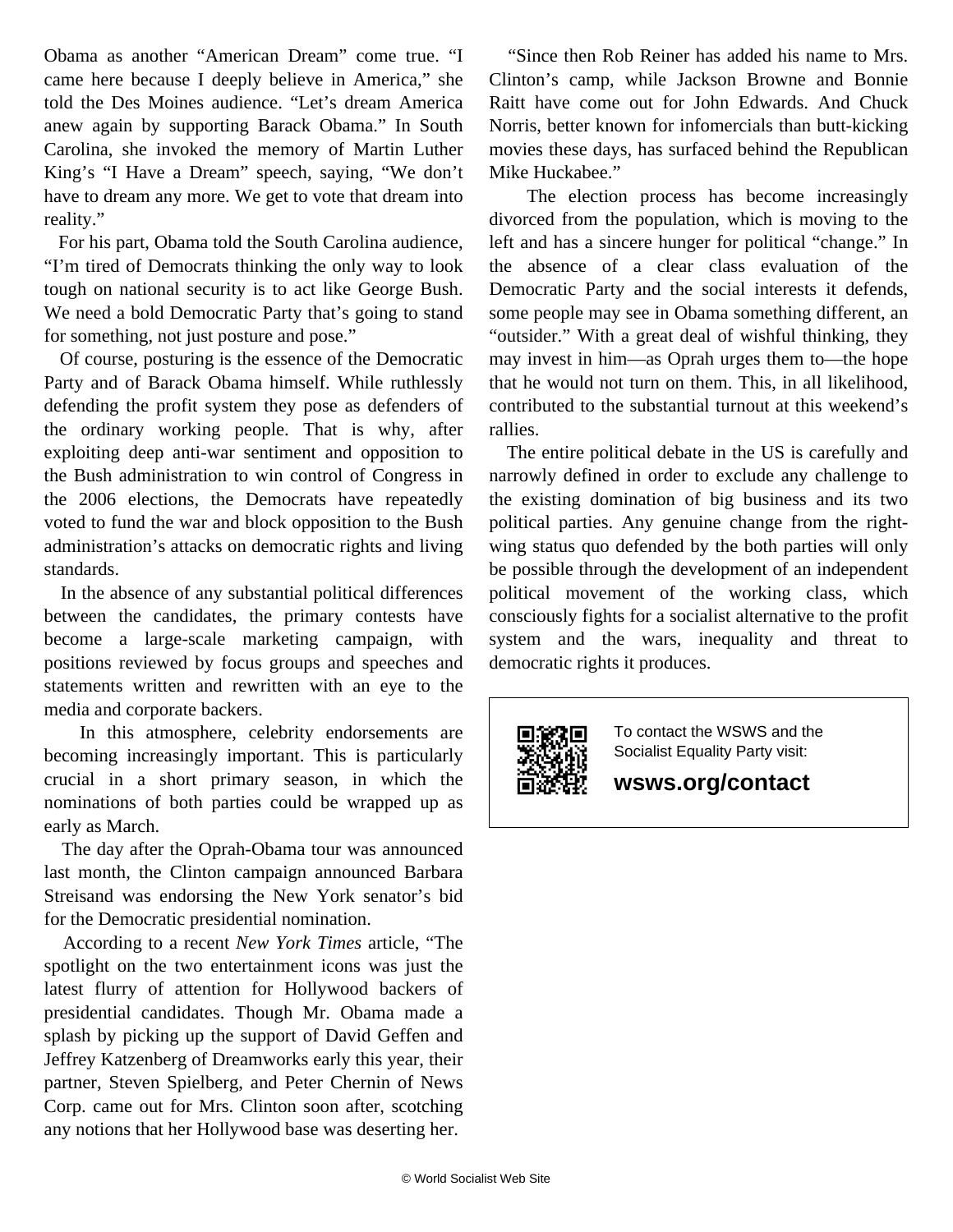Obama as another "American Dream" come true. "I came here because I deeply believe in America," she told the Des Moines audience. "Let's dream America anew again by supporting Barack Obama." In South Carolina, she invoked the memory of Martin Luther King's "I Have a Dream" speech, saying, "We don't have to dream any more. We get to vote that dream into reality."

For his part, Obama told the South Carolina audience, "I'm tired of Democrats thinking the only way to look tough on national security is to act like George Bush. We need a bold Democratic Party that's going to stand for something, not just posture and pose."

Of course, posturing is the essence of the Democratic Party and of Barack Obama himself. While ruthlessly defending the profit system they pose as defenders of the ordinary working people. That is why, after exploiting deep anti-war sentiment and opposition to the Bush administration to win control of Congress in the 2006 elections, the Democrats have repeatedly voted to fund the war and block opposition to the Bush administration's attacks on democratic rights and living standards.

In the absence of any substantial political differences between the candidates, the primary contests have become a large-scale marketing campaign, with positions reviewed by focus groups and speeches and statements written and rewritten with an eye to the media and corporate backers.

In this atmosphere, celebrity endorsements are becoming increasingly important. This is particularly crucial in a short primary season, in which the nominations of both parties could be wrapped up as early as March.

The day after the Oprah-Obama tour was announced last month, the Clinton campaign announced Barbara Streisand was endorsing the New York senator's bid for the Democratic presidential nomination.

According to a recent *New York Times* article, "The spotlight on the two entertainment icons was just the latest flurry of attention for Hollywood backers of presidential candidates. Though Mr. Obama made a splash by picking up the support of David Geffen and Jeffrey Katzenberg of Dreamworks early this year, their partner, Steven Spielberg, and Peter Chernin of News Corp. came out for Mrs. Clinton soon after, scotching any notions that her Hollywood base was deserting her.

"Since then Rob Reiner has added his name to Mrs. Clinton's camp, while Jackson Browne and Bonnie Raitt have come out for John Edwards. And Chuck Norris, better known for infomercials than butt-kicking movies these days, has surfaced behind the Republican Mike Huckabee."

The election process has become increasingly divorced from the population, which is moving to the left and has a sincere hunger for political "change." In the absence of a clear class evaluation of the Democratic Party and the social interests it defends, some people may see in Obama something different, an "outsider." With a great deal of wishful thinking, they may invest in him—as Oprah urges them to—the hope that he would not turn on them. This, in all likelihood, contributed to the substantial turnout at this weekend's rallies.

The entire political debate in the US is carefully and narrowly defined in order to exclude any challenge to the existing domination of big business and its two political parties. Any genuine change from the right-wing status quo defended by the both parties will only be possible through the development of an independent political movement of the working class, which consciously fights for a socialist alternative to the profit system and the wars, inequality and threat to democratic rights it produces.

To contact the WSWS and the Socialist Equality Party visit:

**wsws.org/contact**